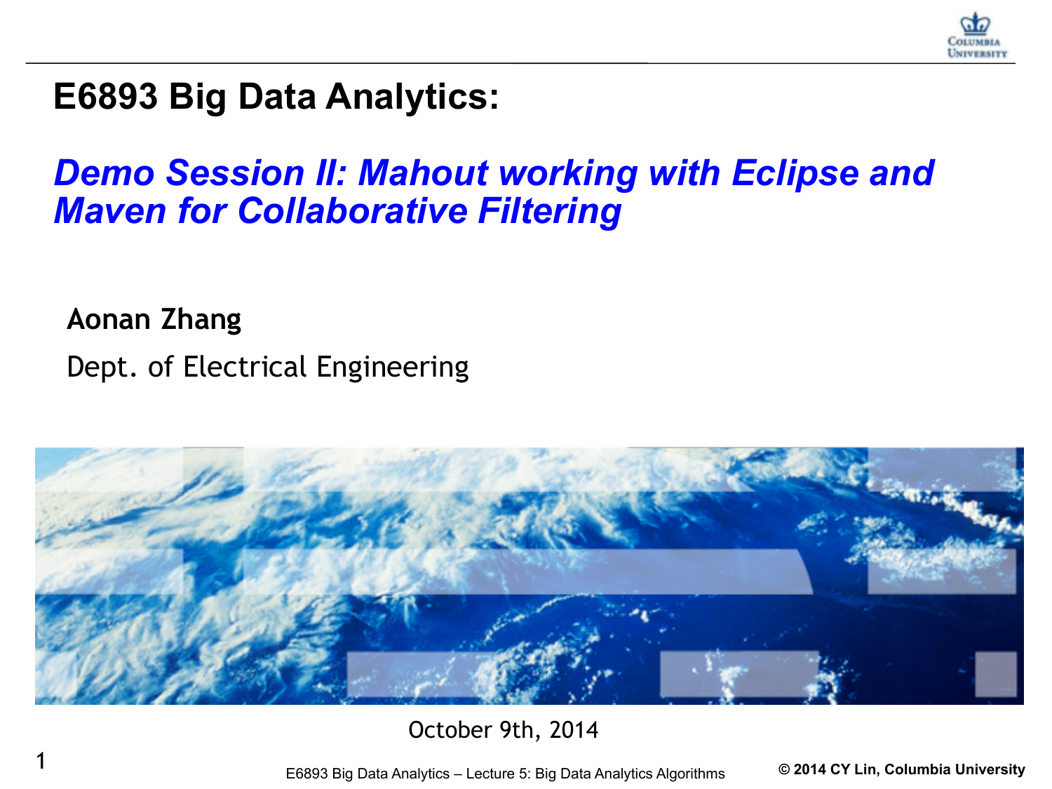# E6893 Big Data Analytics:

## *Demo Session II: Mahout working with Eclipse and Maven for Collaborative Filtering*

**Aonan Zhang**

Dept. of Electrical Engineering

October 9th, 2014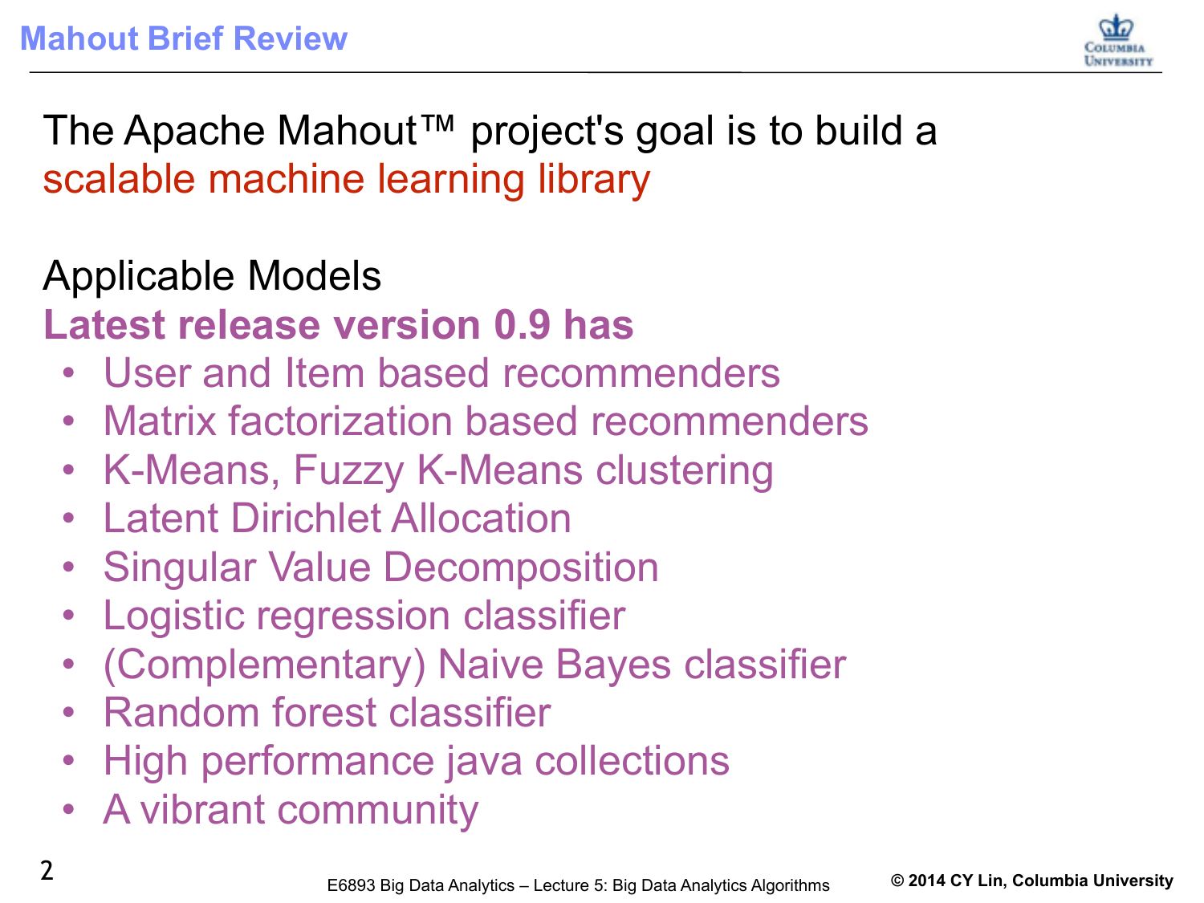# Mahout Brief Review

The Apache Mahout™ project's goal is to build a scalable machine learning library

Applicable Models

**Latest release version 0.9 has**

- User and Item based recommenders
- Matrix factorization based recommenders
- K-Means, Fuzzy K-Means clustering
- Latent Dirichlet Allocation
- Singular Value Decomposition
- Logistic regression classifier
- (Complementary) Naive Bayes classifier
- Random forest classifier
- High performance java collections
- A vibrant community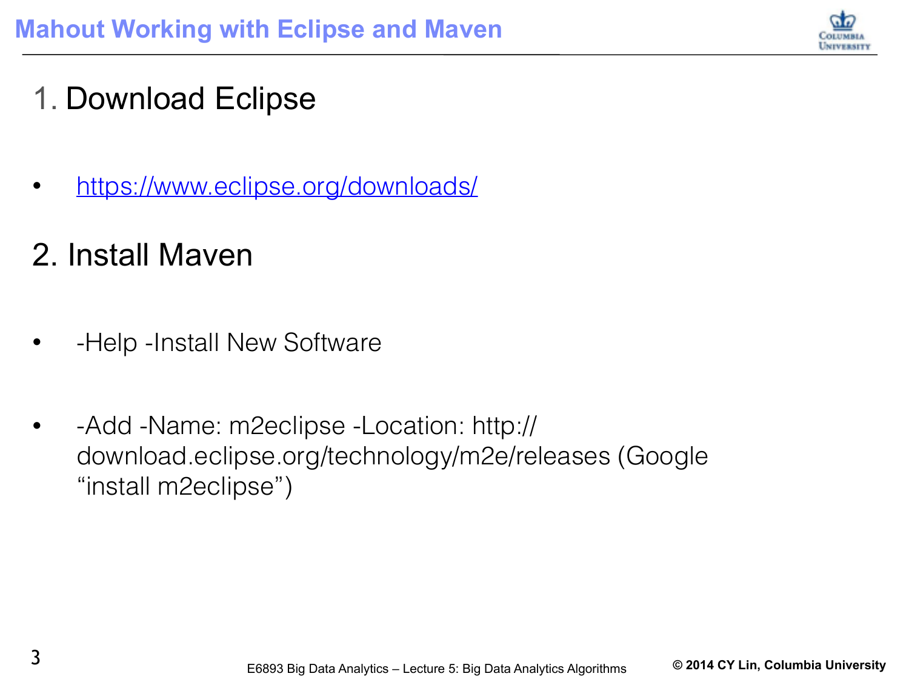# Mahout Working with Eclipse and Maven

## 1. Download Eclipse

- https://www.eclipse.org/downloads/

## 2. Install Maven

- -Help -Install New Software
- -Add -Name: m2eclipse -Location: http://download.eclipse.org/technology/m2e/releases (Google "install m2eclipse")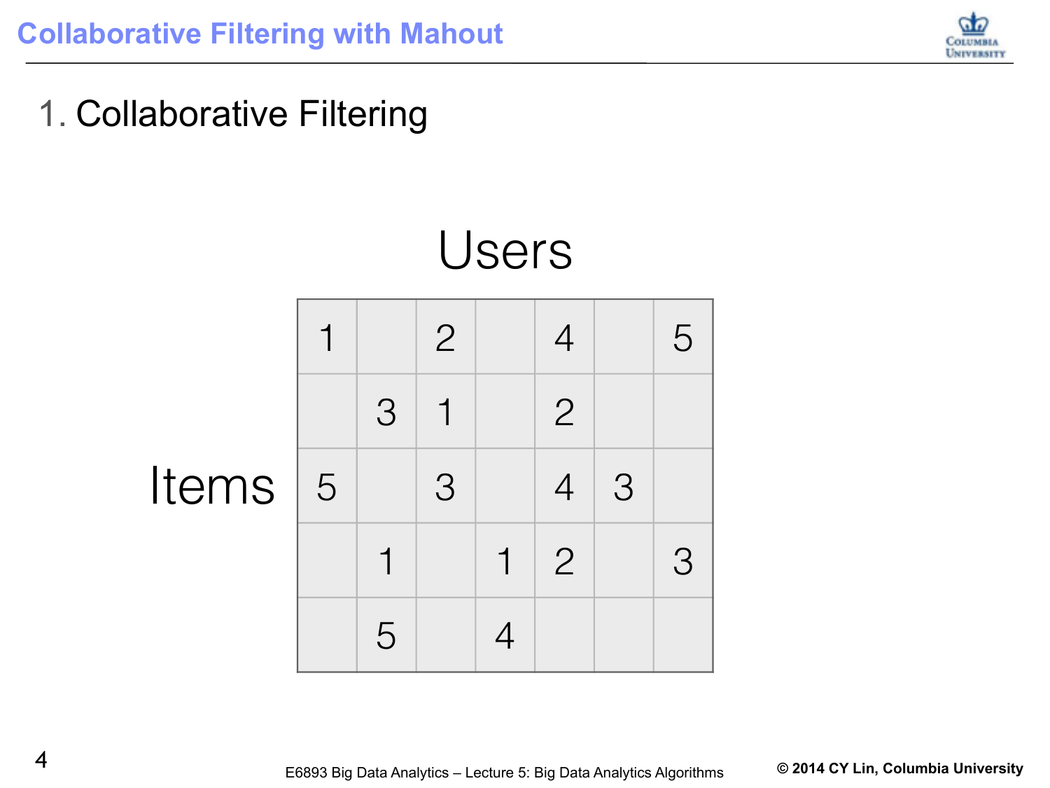# Collaborative Filtering with Mahout

## 1. Collaborative Filtering

Users

Items

| | | | | | | |
|---|---|---|---|---|---|---|
| 1 | | 2 | | 4 | | 5 |
| | 3 | 1 | | 2 | | |
| 5 | | 3 | | 4 | 3 | |
| | 1 | | 1 | 2 | | 3 |
| | 5 | | 4 | | | |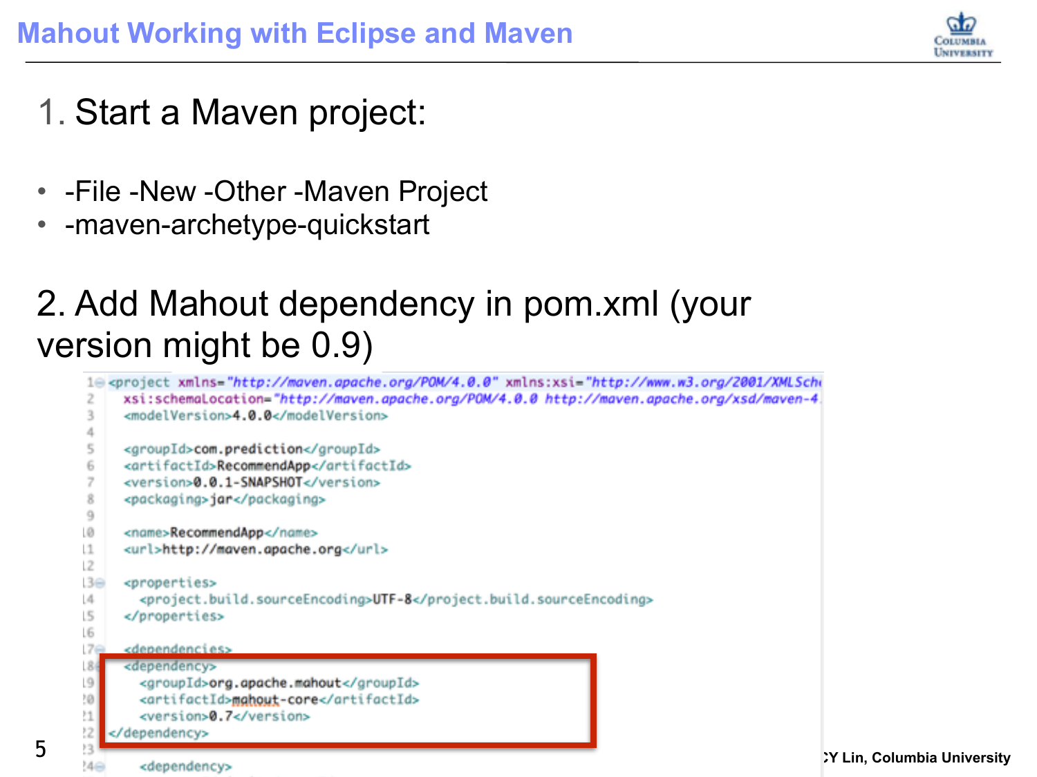# Mahout Working with Eclipse and Maven

1. Start a Maven project:

- -File -New -Other -Maven Project
- -maven-archetype-quickstart

2. Add Mahout dependency in pom.xml (your version might be 0.9)

```
<project xmlns="http://maven.apache.org/POM/4.0.0" xmlns:xsi="http://www.w3.org/2001/XMLSche
  xsi:schemaLocation="http://maven.apache.org/POM/4.0.0 http://maven.apache.org/xsd/maven-4
  <modelVersion>4.0.0</modelVersion>

  <groupId>com.prediction</groupId>
  <artifactId>RecommendApp</artifactId>
  <version>0.0.1-SNAPSHOT</version>
  <packaging>jar</packaging>

  <name>RecommendApp</name>
  <url>http://maven.apache.org</url>

  <properties>
    <project.build.sourceEncoding>UTF-8</project.build.sourceEncoding>
  </properties>

  <dependencies>
  <dependency>
    <groupId>org.apache.mahout</groupId>
    <artifactId>mahout-core</artifactId>
    <version>0.7</version>
</dependency>

    <dependency>
```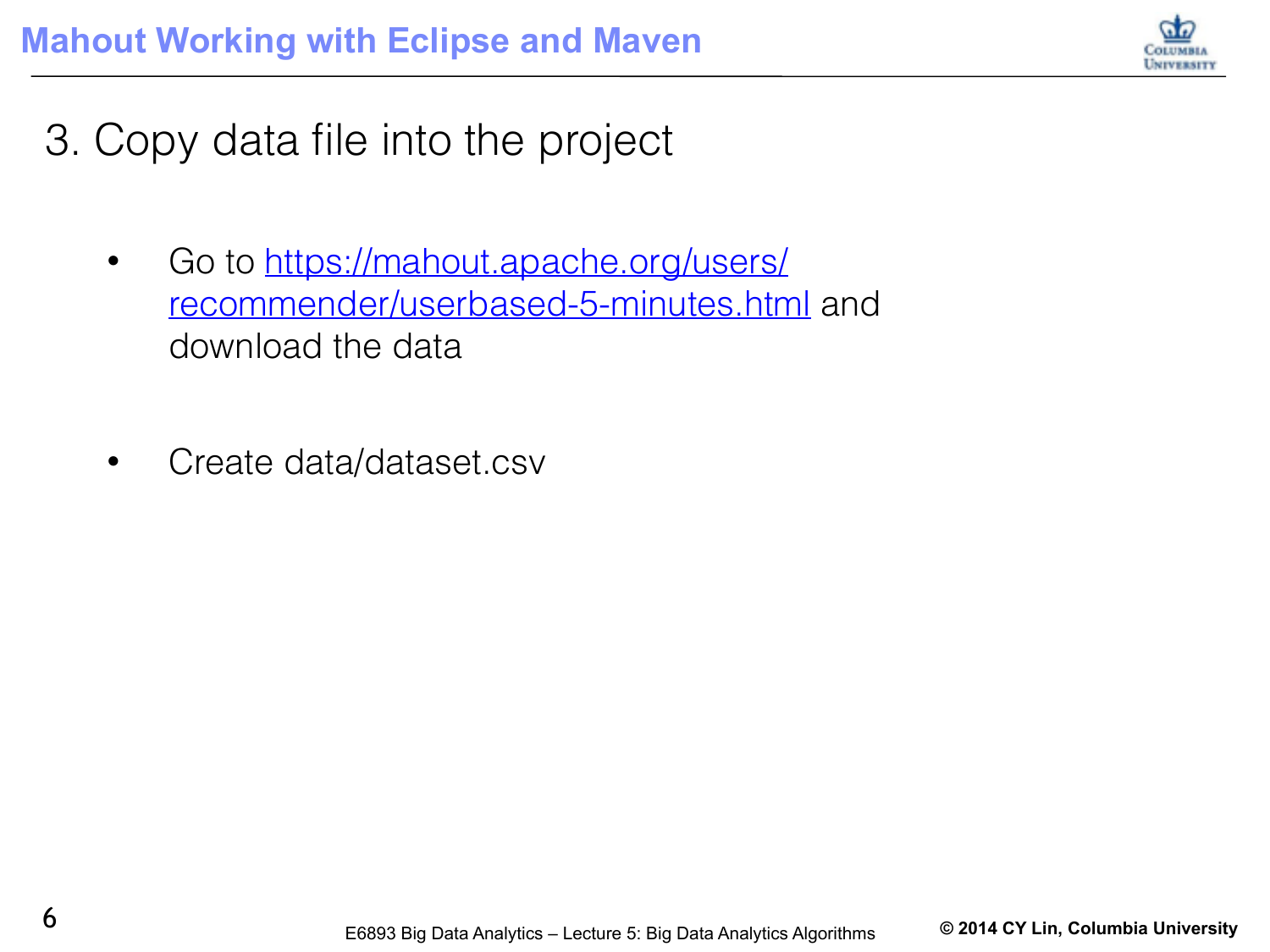# Mahout Working with Eclipse and Maven

## 3. Copy data file into the project

- Go to [https://mahout.apache.org/users/recommender/userbased-5-minutes.html](https://mahout.apache.org/users/recommender/userbased-5-minutes.html) and download the data

- Create data/dataset.csv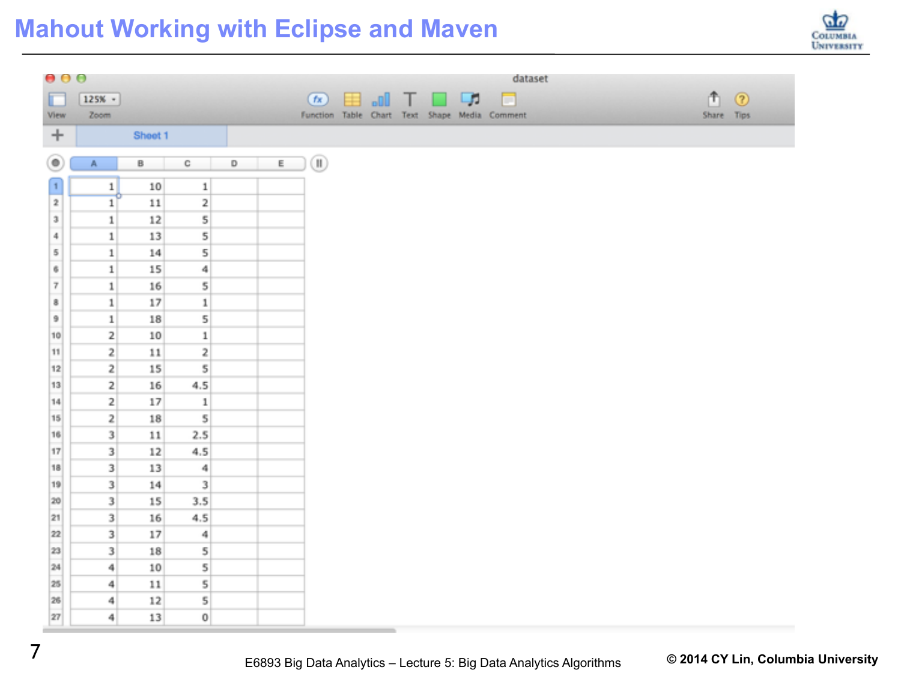# Mahout Working with Eclipse and Maven

dataset

Sheet 1

| | A | B | C | D | E |
|---|---|---|---|---|---|
| 1 | 1 | 10 | 1 | | |
| 2 | 1 | 11 | 2 | | |
| 3 | 1 | 12 | 5 | | |
| 4 | 1 | 13 | 5 | | |
| 5 | 1 | 14 | 5 | | |
| 6 | 1 | 15 | 4 | | |
| 7 | 1 | 16 | 5 | | |
| 8 | 1 | 17 | 1 | | |
| 9 | 1 | 18 | 5 | | |
| 10 | 2 | 10 | 1 | | |
| 11 | 2 | 11 | 2 | | |
| 12 | 2 | 15 | 5 | | |
| 13 | 2 | 16 | 4.5 | | |
| 14 | 2 | 17 | 1 | | |
| 15 | 2 | 18 | 5 | | |
| 16 | 3 | 11 | 2.5 | | |
| 17 | 3 | 12 | 4.5 | | |
| 18 | 3 | 13 | 4 | | |
| 19 | 3 | 14 | 3 | | |
| 20 | 3 | 15 | 3.5 | | |
| 21 | 3 | 16 | 4.5 | | |
| 22 | 3 | 17 | 4 | | |
| 23 | 3 | 18 | 5 | | |
| 24 | 4 | 10 | 5 | | |
| 25 | 4 | 11 | 5 | | |
| 26 | 4 | 12 | 5 | | |
| 27 | 4 | 13 | 0 | | |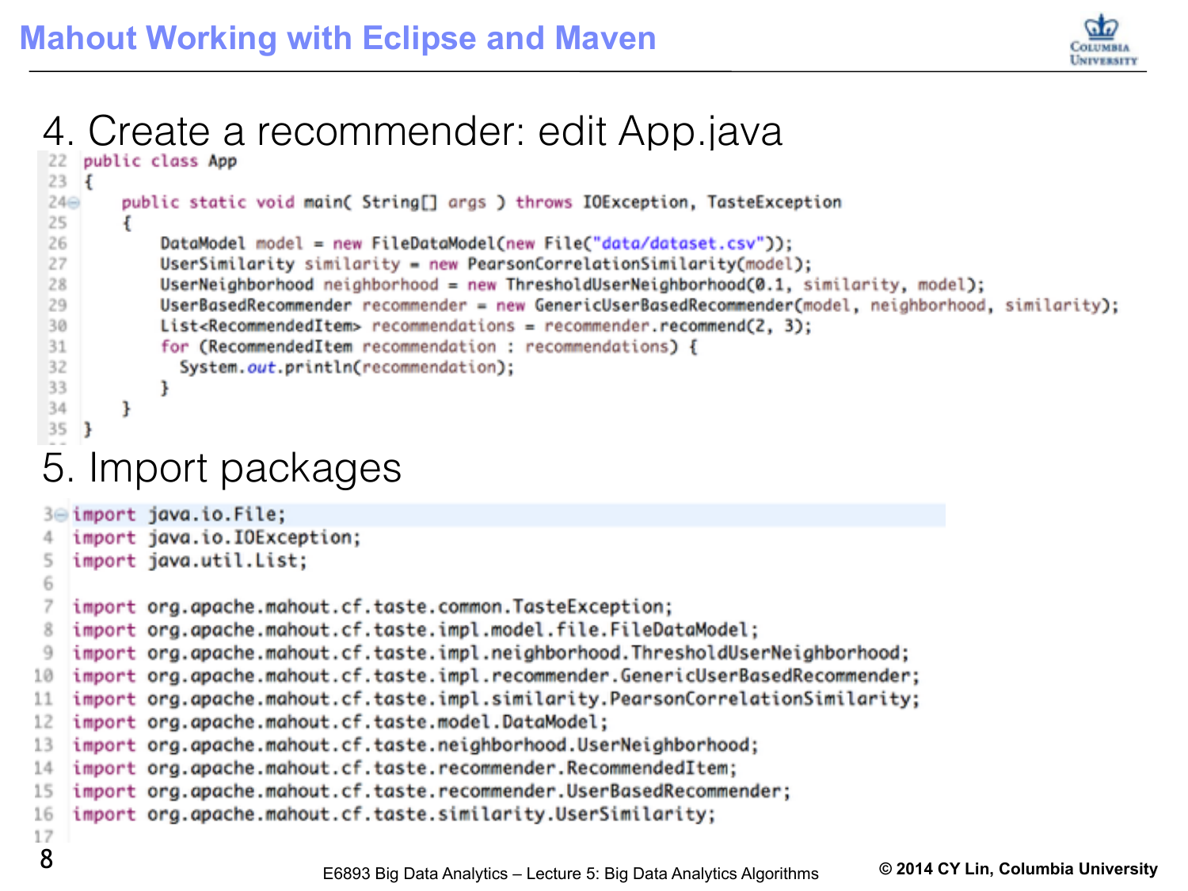# Mahout Working with Eclipse and Maven

## 4. Create a recommender: edit App.java

```java
public class App
{
    public static void main( String[] args ) throws IOException, TasteException
    {
        DataModel model = new FileDataModel(new File("data/dataset.csv"));
        UserSimilarity similarity = new PearsonCorrelationSimilarity(model);
        UserNeighborhood neighborhood = new ThresholdUserNeighborhood(0.1, similarity, model);
        UserBasedRecommender recommender = new GenericUserBasedRecommender(model, neighborhood, similarity);
        List<RecommendedItem> recommendations = recommender.recommend(2, 3);
        for (RecommendedItem recommendation : recommendations) {
          System.out.println(recommendation);
        }
    }
}
```

## 5. Import packages

```java
import java.io.File;
import java.io.IOException;
import java.util.List;

import org.apache.mahout.cf.taste.common.TasteException;
import org.apache.mahout.cf.taste.impl.model.file.FileDataModel;
import org.apache.mahout.cf.taste.impl.neighborhood.ThresholdUserNeighborhood;
import org.apache.mahout.cf.taste.impl.recommender.GenericUserBasedRecommender;
import org.apache.mahout.cf.taste.impl.similarity.PearsonCorrelationSimilarity;
import org.apache.mahout.cf.taste.model.DataModel;
import org.apache.mahout.cf.taste.neighborhood.UserNeighborhood;
import org.apache.mahout.cf.taste.recommender.RecommendedItem;
import org.apache.mahout.cf.taste.recommender.UserBasedRecommender;
import org.apache.mahout.cf.taste.similarity.UserSimilarity;
```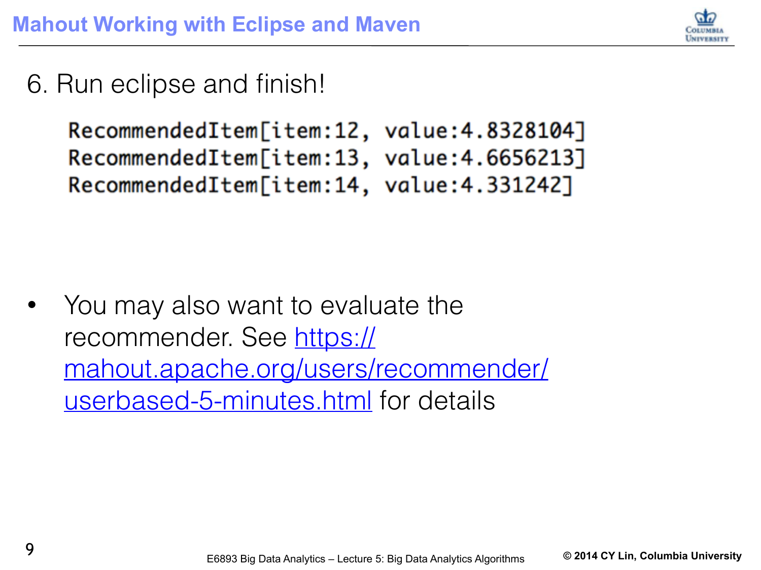# Mahout Working with Eclipse and Maven

## 6. Run eclipse and finish!

```
RecommendedItem[item:12, value:4.8328104]
RecommendedItem[item:13, value:4.6656213]
RecommendedItem[item:14, value:4.331242]
```

- You may also want to evaluate the recommender. See https://mahout.apache.org/users/recommender/userbased-5-minutes.html for details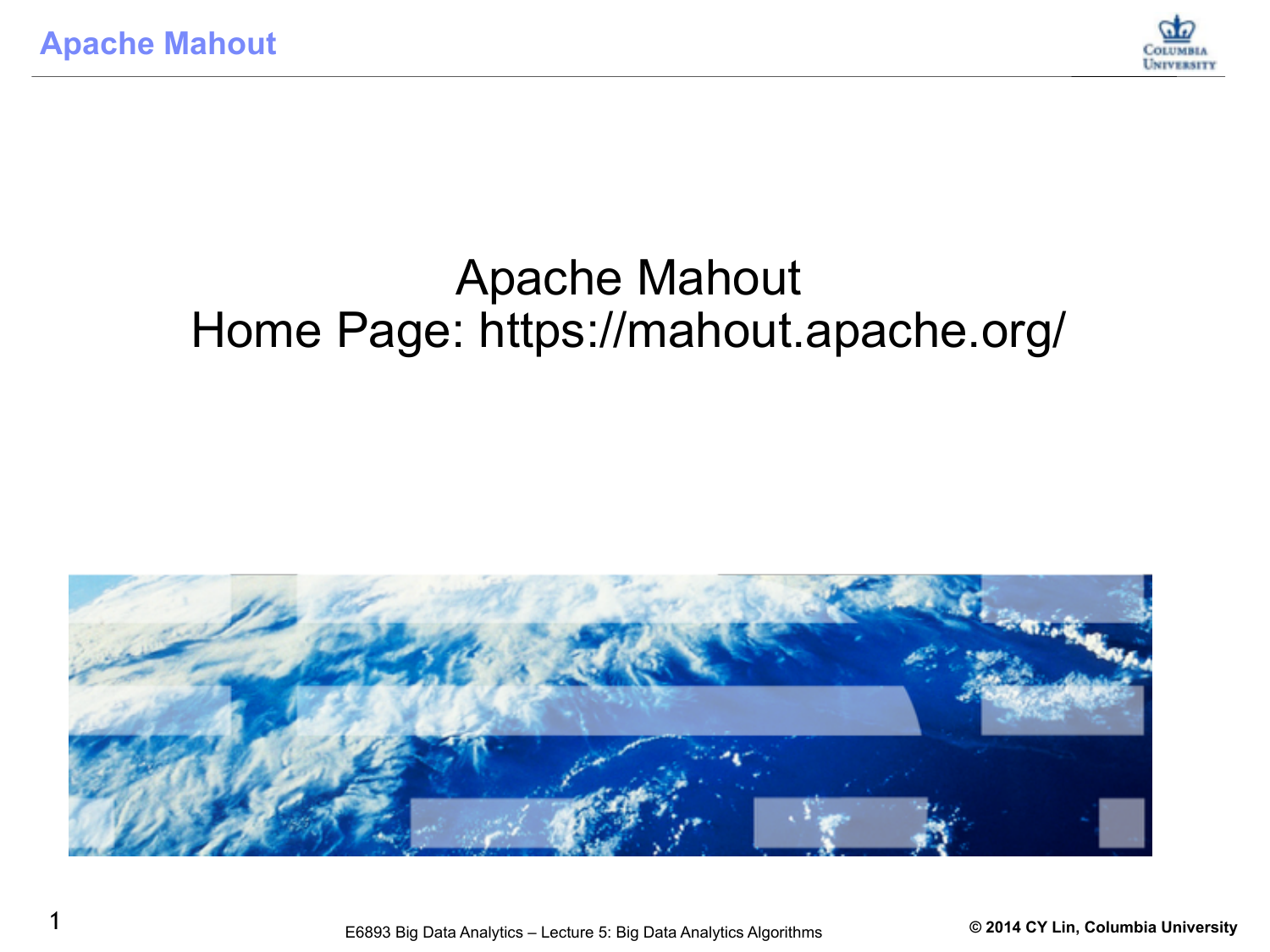# Apache Mahout

Home Page: https://mahout.apache.org/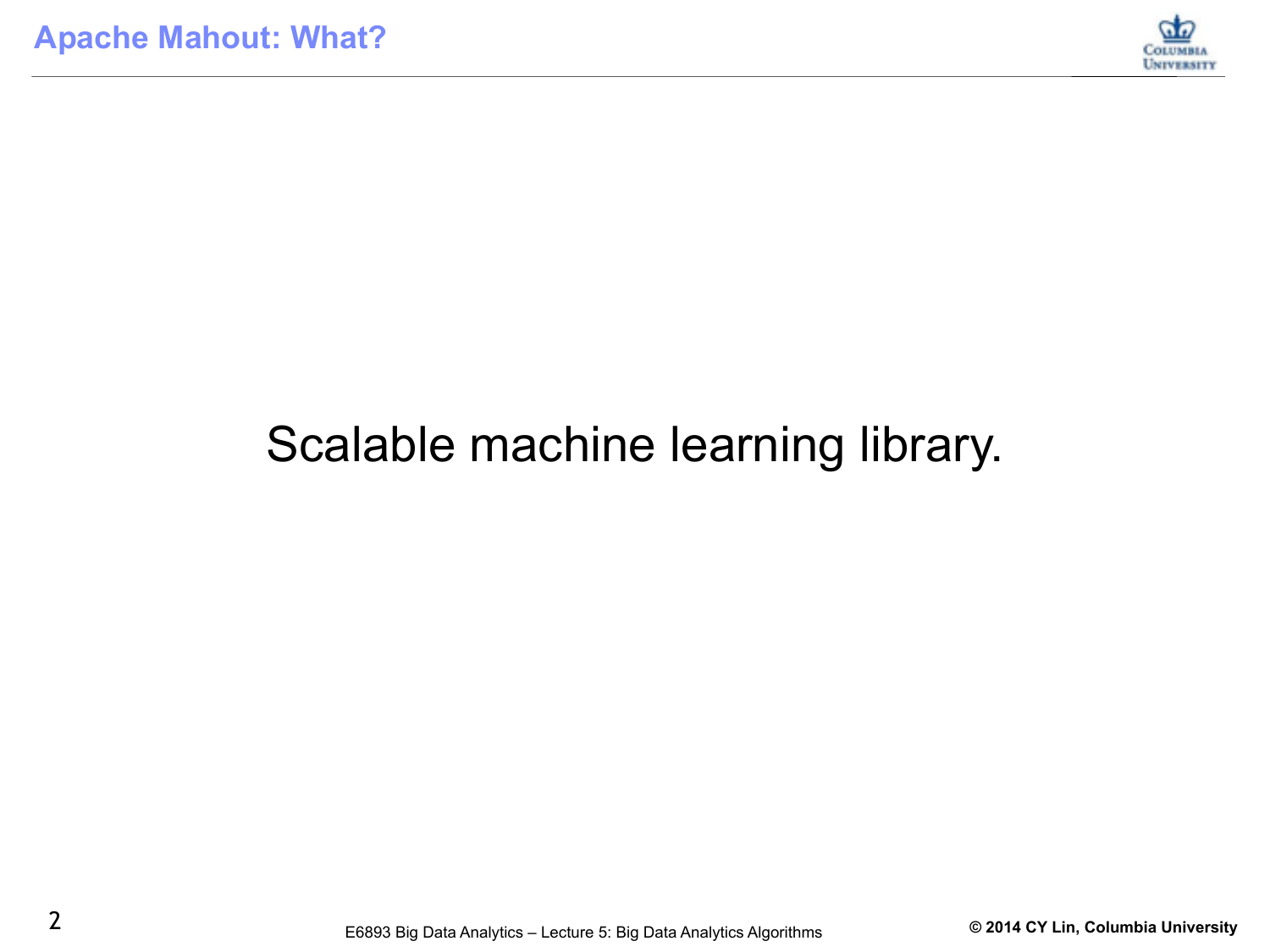# Apache Mahout: What?

Scalable machine learning library.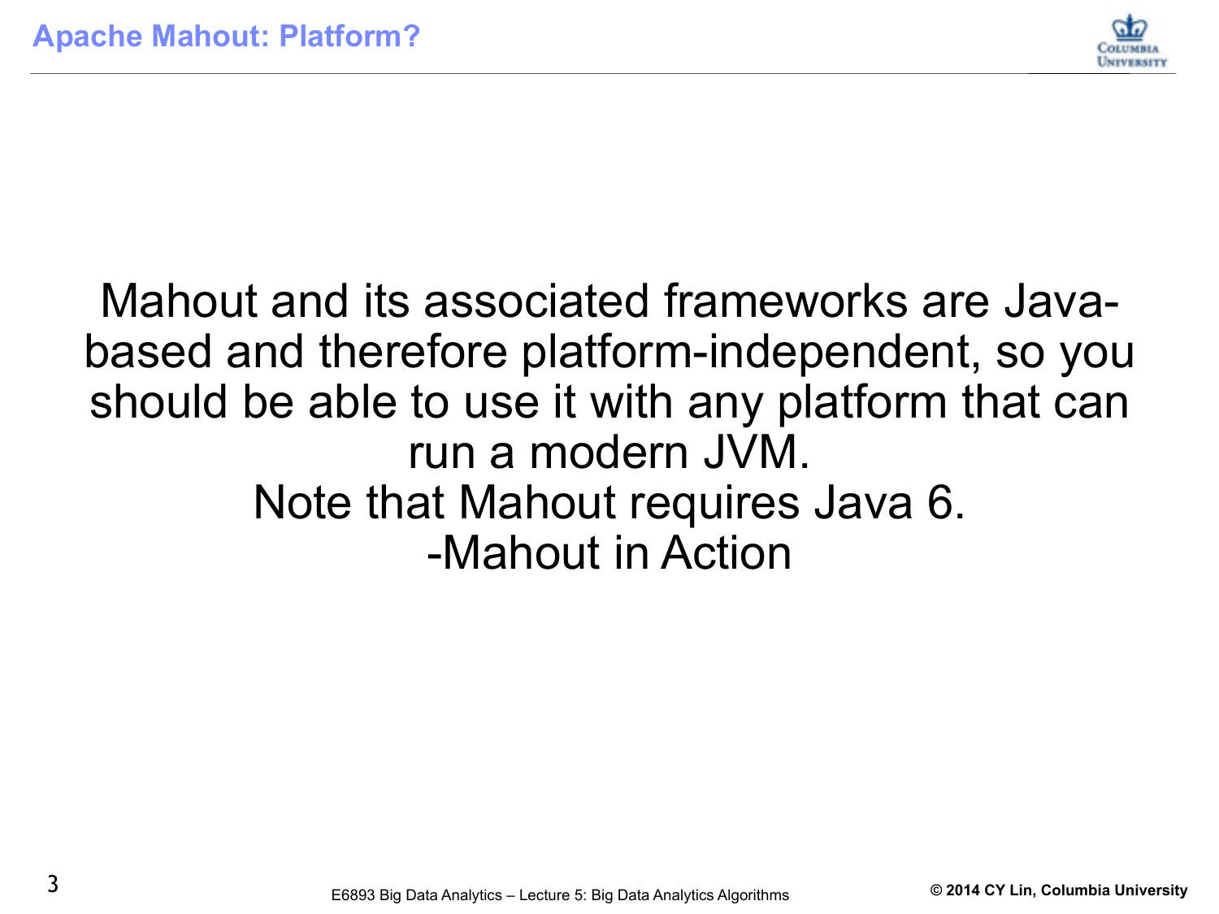# Apache Mahout: Platform?

Mahout and its associated frameworks are Java-based and therefore platform-independent, so you should be able to use it with any platform that can run a modern JVM.

Note that Mahout requires Java 6.

-Mahout in Action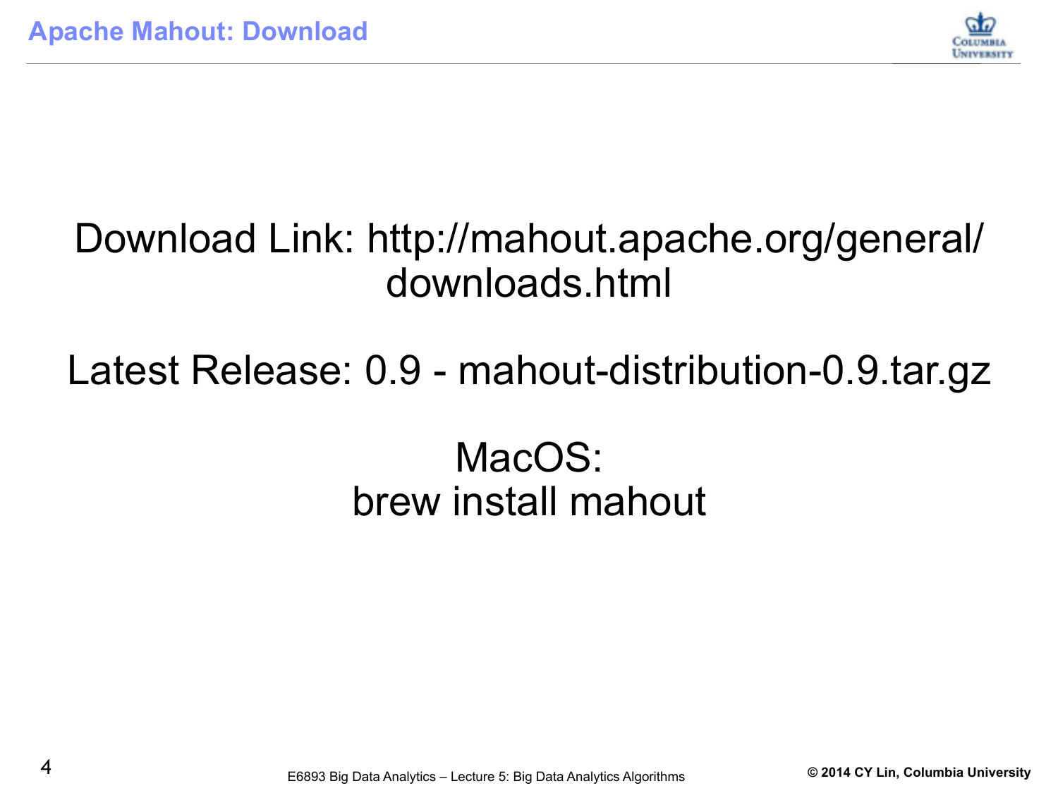# Apache Mahout: Download

Download Link: http://mahout.apache.org/general/downloads.html

Latest Release: 0.9 - mahout-distribution-0.9.tar.gz

MacOS:
brew install mahout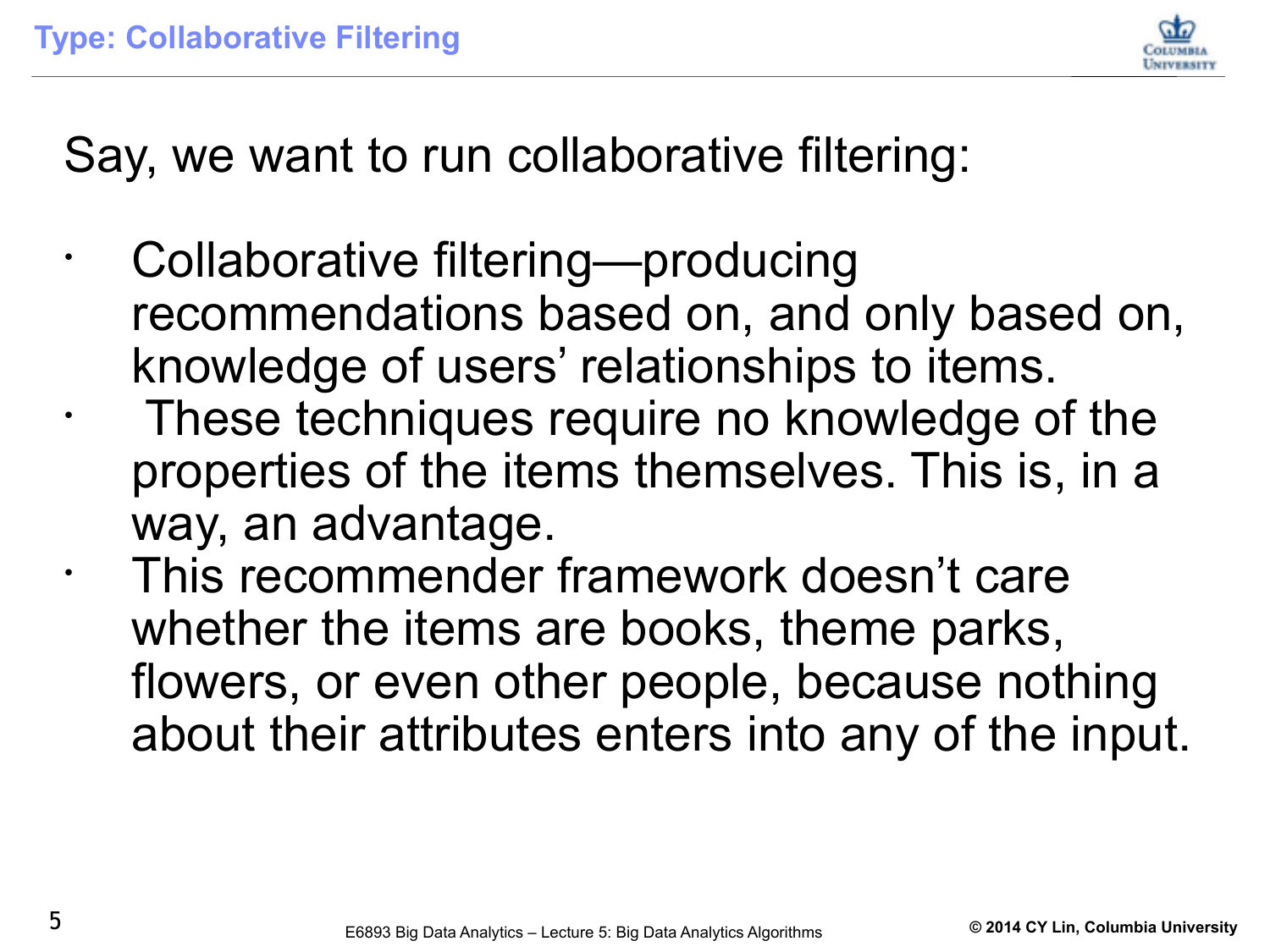# Type: Collaborative Filtering

Say, we want to run collaborative filtering:

- Collaborative filtering—producing recommendations based on, and only based on, knowledge of users' relationships to items.
- These techniques require no knowledge of the properties of the items themselves. This is, in a way, an advantage.
- This recommender framework doesn't care whether the items are books, theme parks, flowers, or even other people, because nothing about their attributes enters into any of the input.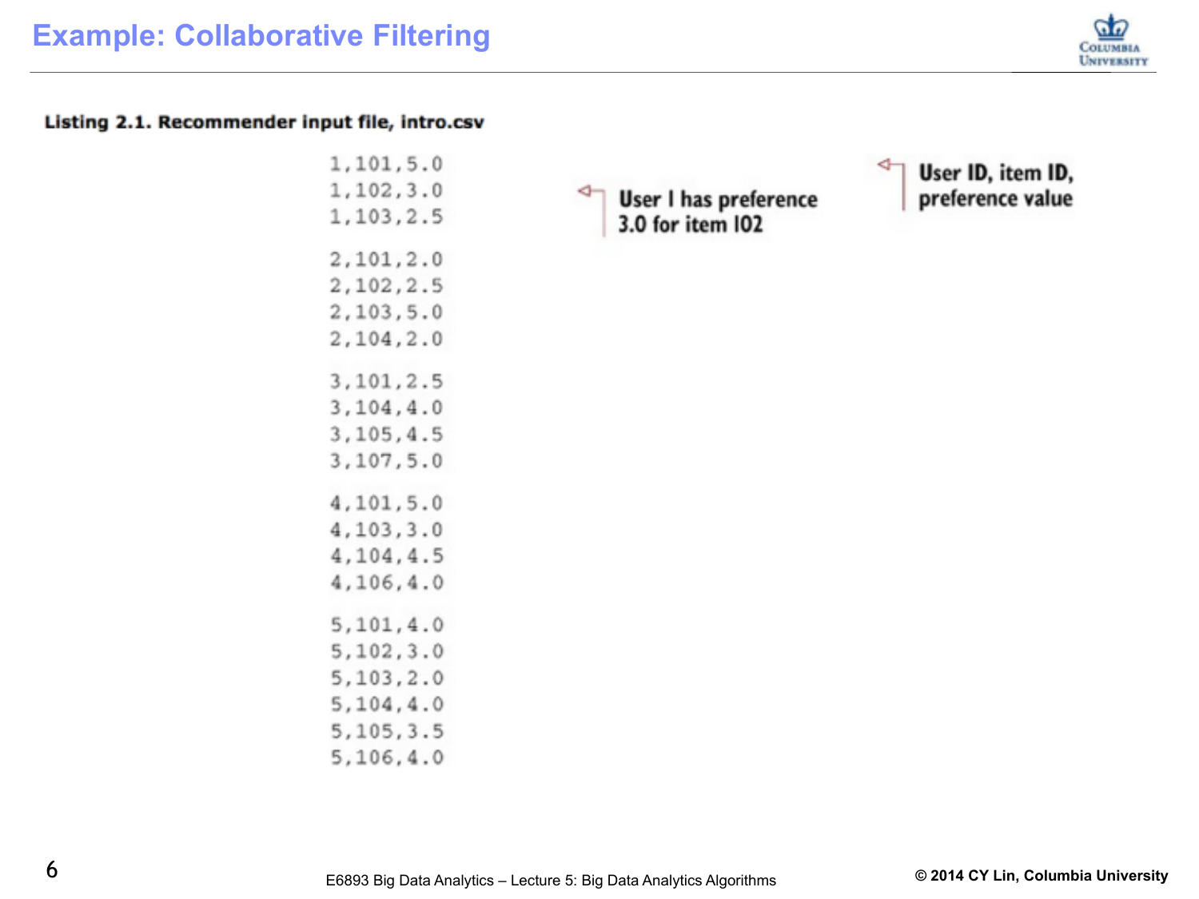# Example: Collaborative Filtering

**Listing 2.1. Recommender input file, intro.csv**

```
1,101,5.0
1,102,3.0
1,103,2.5

2,101,2.0
2,102,2.5
2,103,5.0
2,104,2.0

3,101,2.5
3,104,4.0
3,105,4.5
3,107,5.0

4,101,5.0
4,103,3.0
4,104,4.5
4,106,4.0

5,101,4.0
5,102,3.0
5,103,2.0
5,104,4.0
5,105,3.5
5,106,4.0
```

User 1 has preference 3.0 for item 102

User ID, item ID, preference value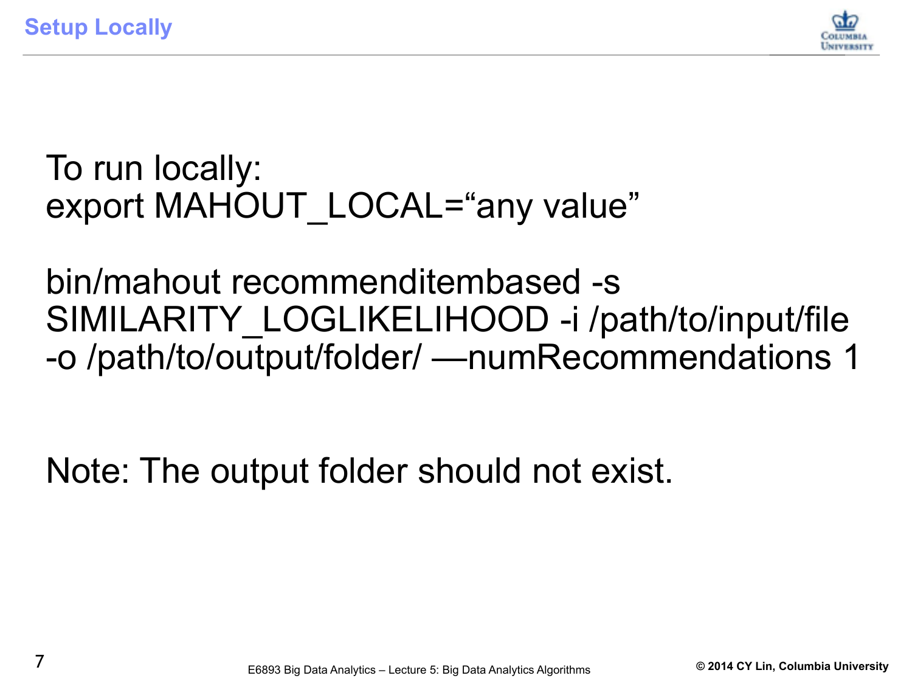# Setup Locally

To run locally:
export MAHOUT_LOCAL=“any value”

bin/mahout recommenditembased -s SIMILARITY_LOGLIKELIHOOD -i /path/to/input/file -o /path/to/output/folder/ —numRecommendations 1

Note: The output folder should not exist.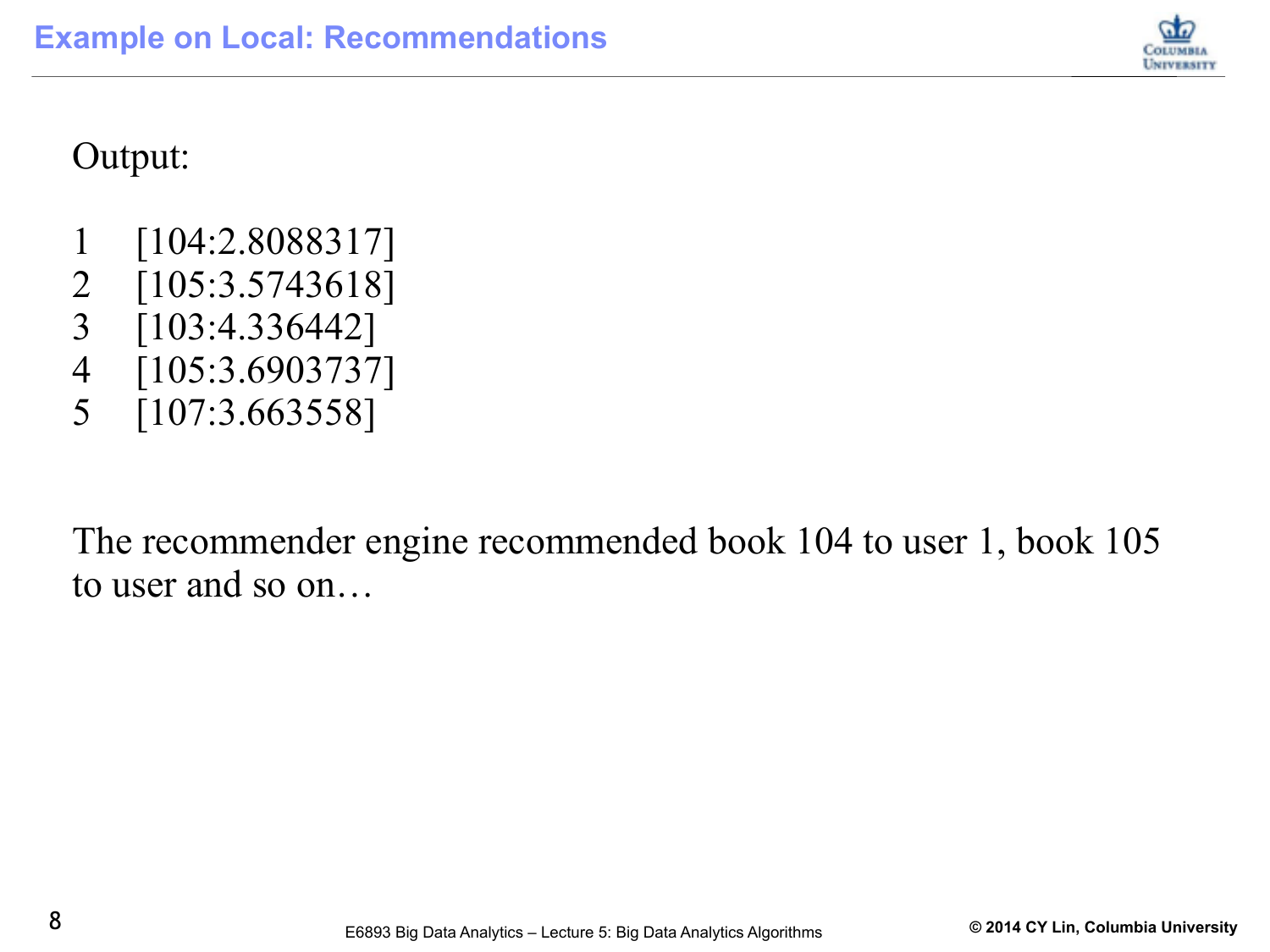# Example on Local: Recommendations

Output:

```
1    [104:2.8088317]
2    [105:3.5743618]
3    [103:4.336442]
4    [105:3.6903737]
5    [107:3.663558]
```

The recommender engine recommended book 104 to user 1, book 105 to user and so on…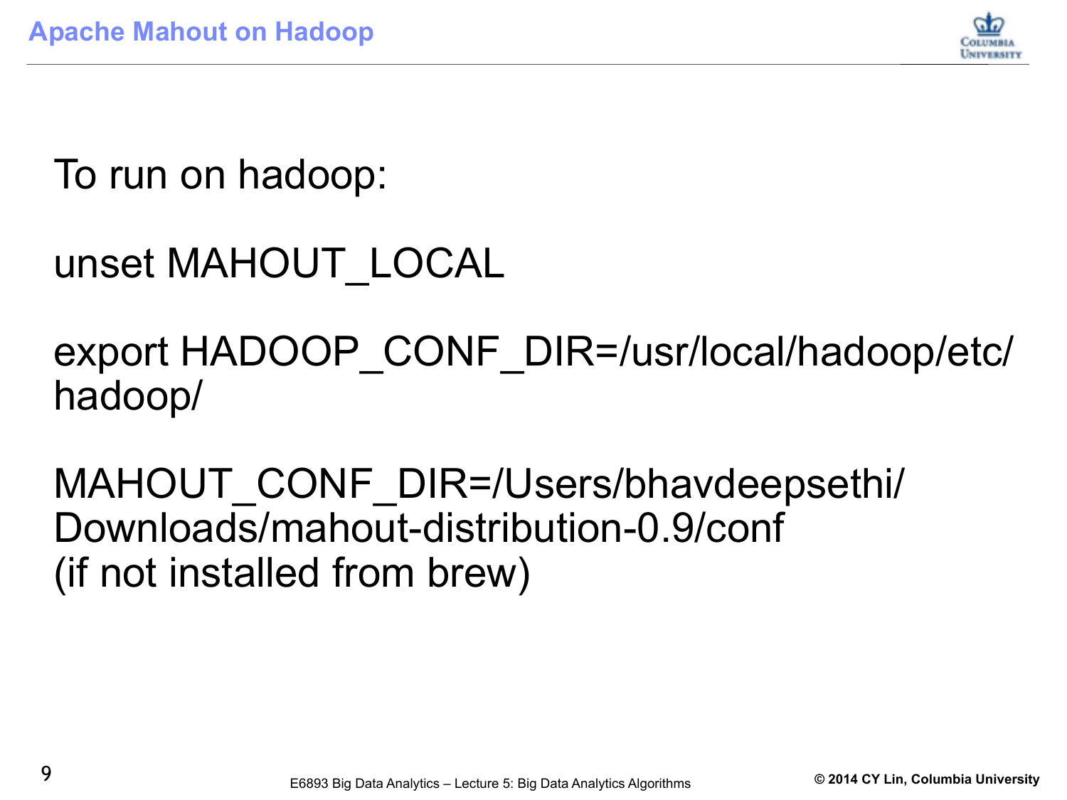# Apache Mahout on Hadoop

To run on hadoop:

unset MAHOUT_LOCAL

export HADOOP_CONF_DIR=/usr/local/hadoop/etc/hadoop/

MAHOUT_CONF_DIR=/Users/bhavdeepsethi/Downloads/mahout-distribution-0.9/conf
(if not installed from brew)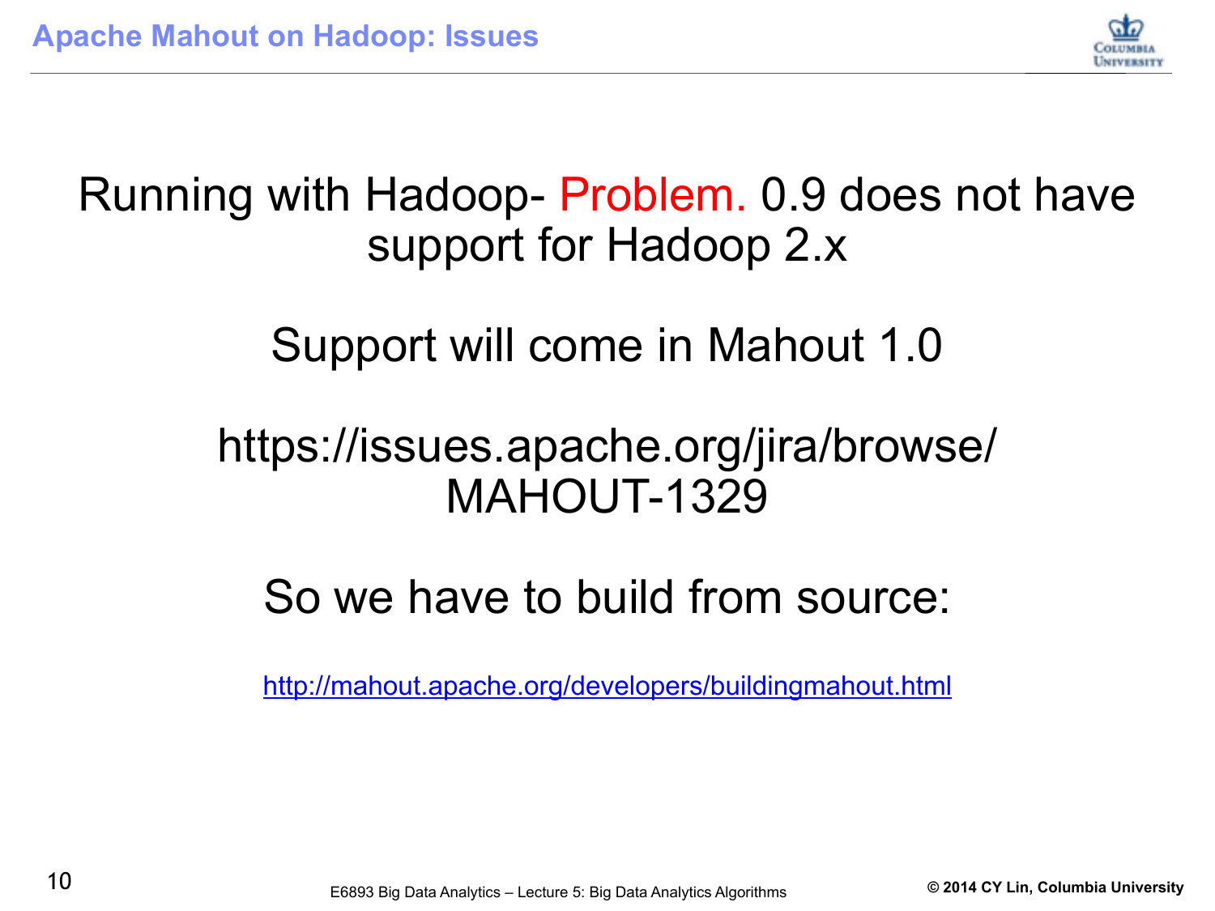# Apache Mahout on Hadoop: Issues

Running with Hadoop- Problem. 0.9 does not have support for Hadoop 2.x

Support will come in Mahout 1.0

https://issues.apache.org/jira/browse/MAHOUT-1329

So we have to build from source:

http://mahout.apache.org/developers/buildingmahout.html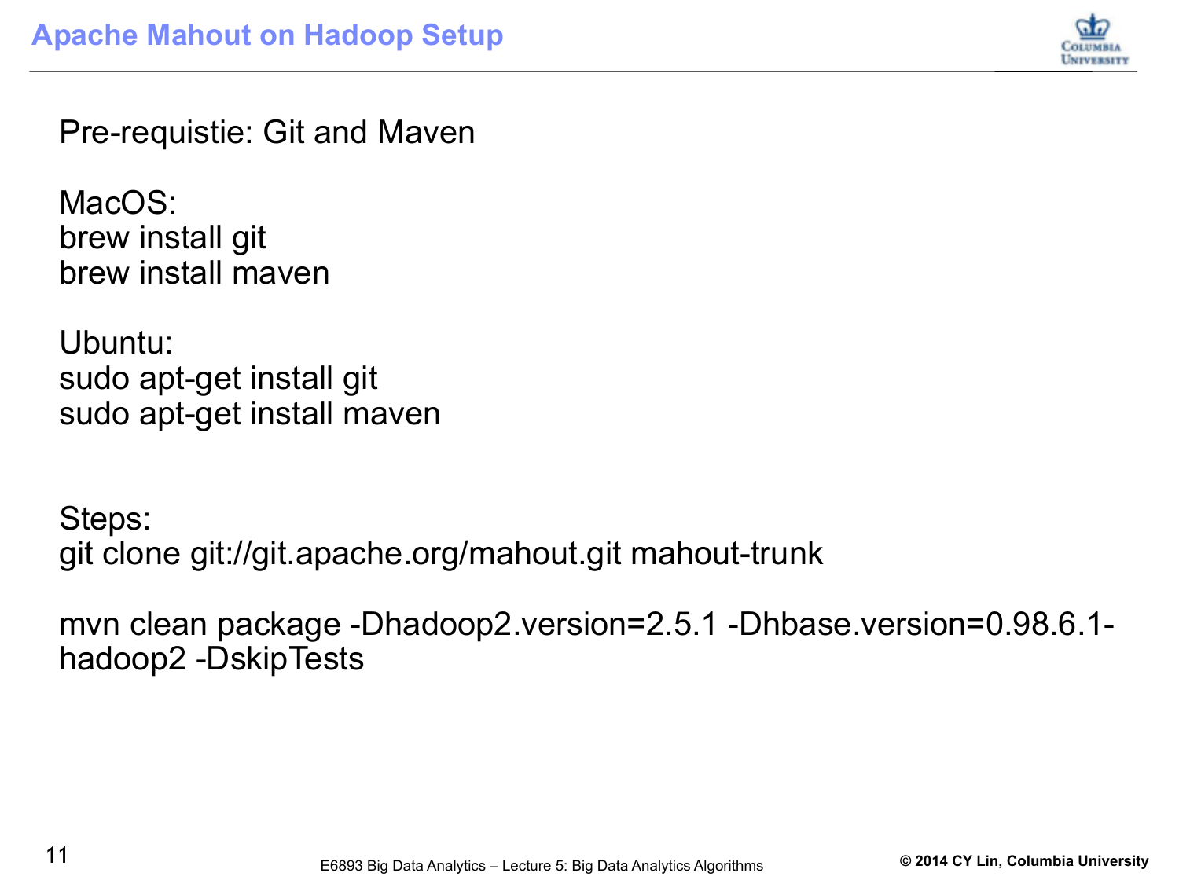# Apache Mahout on Hadoop Setup

Pre-requistie: Git and Maven

MacOS:

```
brew install git
brew install maven
```

Ubuntu:

```
sudo apt-get install git
sudo apt-get install maven
```

Steps:

```
git clone git://git.apache.org/mahout.git mahout-trunk
```

```
mvn clean package -Dhadoop2.version=2.5.1 -Dhbase.version=0.98.6.1-hadoop2 -DskipTests
```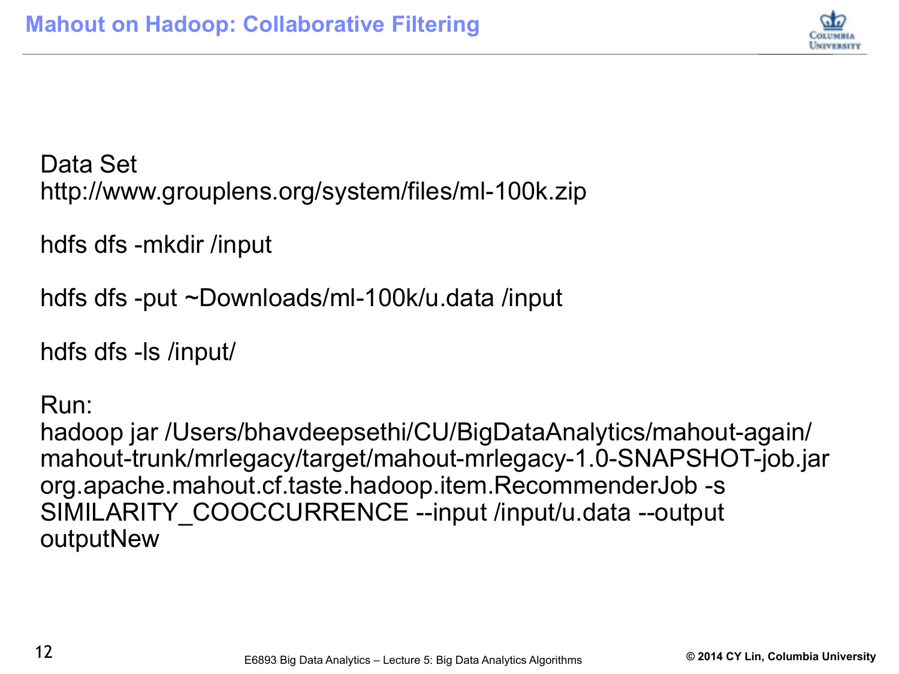# Mahout on Hadoop: Collaborative Filtering

Data Set
http://www.grouplens.org/system/files/ml-100k.zip

```
hdfs dfs -mkdir /input

hdfs dfs -put ~Downloads/ml-100k/u.data /input

hdfs dfs -ls /input/
```

Run:

```
hadoop jar /Users/bhavdeepsethi/CU/BigDataAnalytics/mahout-again/
mahout-trunk/mrlegacy/target/mahout-mrlegacy-1.0-SNAPSHOT-job.jar
org.apache.mahout.cf.taste.hadoop.item.RecommenderJob -s
SIMILARITY_COOCCURRENCE --input /input/u.data --output
outputNew
```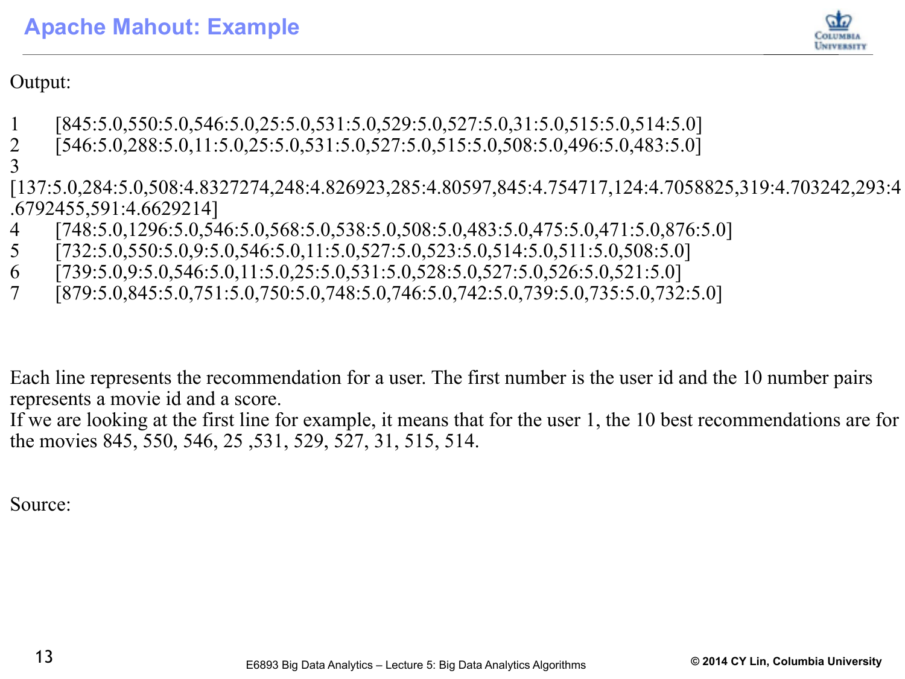# Apache Mahout: Example

Output:

```
1	[845:5.0,550:5.0,546:5.0,25:5.0,531:5.0,529:5.0,527:5.0,31:5.0,515:5.0,514:5.0]
2	[546:5.0,288:5.0,11:5.0,25:5.0,531:5.0,527:5.0,515:5.0,508:5.0,496:5.0,483:5.0]
3
[137:5.0,284:5.0,508:4.8327274,248:4.826923,285:4.80597,845:4.754717,124:4.7058825,319:4.703242,293:4
.6792455,591:4.6629214]
4	[748:5.0,1296:5.0,546:5.0,568:5.0,538:5.0,508:5.0,483:5.0,475:5.0,471:5.0,876:5.0]
5	[732:5.0,550:5.0,9:5.0,546:5.0,11:5.0,527:5.0,523:5.0,514:5.0,511:5.0,508:5.0]
6	[739:5.0,9:5.0,546:5.0,11:5.0,25:5.0,531:5.0,528:5.0,527:5.0,526:5.0,521:5.0]
7	[879:5.0,845:5.0,751:5.0,750:5.0,748:5.0,746:5.0,742:5.0,739:5.0,735:5.0,732:5.0]
```

Each line represents the recommendation for a user. The first number is the user id and the 10 number pairs represents a movie id and a score.
If we are looking at the first line for example, it means that for the user 1, the 10 best recommendations are for the movies 845, 550, 546, 25 ,531, 529, 527, 31, 515, 514.

Source: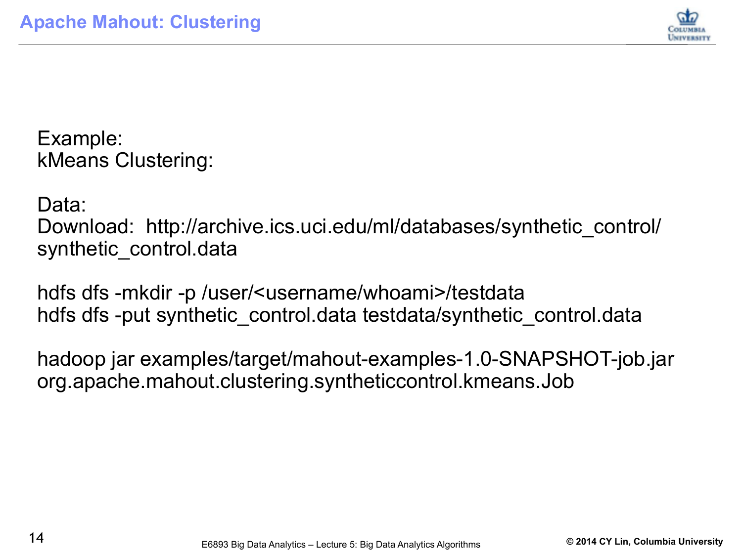# Apache Mahout: Clustering

Example:
kMeans Clustering:

Data:
Download: http://archive.ics.uci.edu/ml/databases/synthetic_control/synthetic_control.data

```
hdfs dfs -mkdir -p /user/<username/whoami>/testdata
hdfs dfs -put synthetic_control.data testdata/synthetic_control.data
```

```
hadoop jar examples/target/mahout-examples-1.0-SNAPSHOT-job.jar
org.apache.mahout.clustering.syntheticcontrol.kmeans.Job
```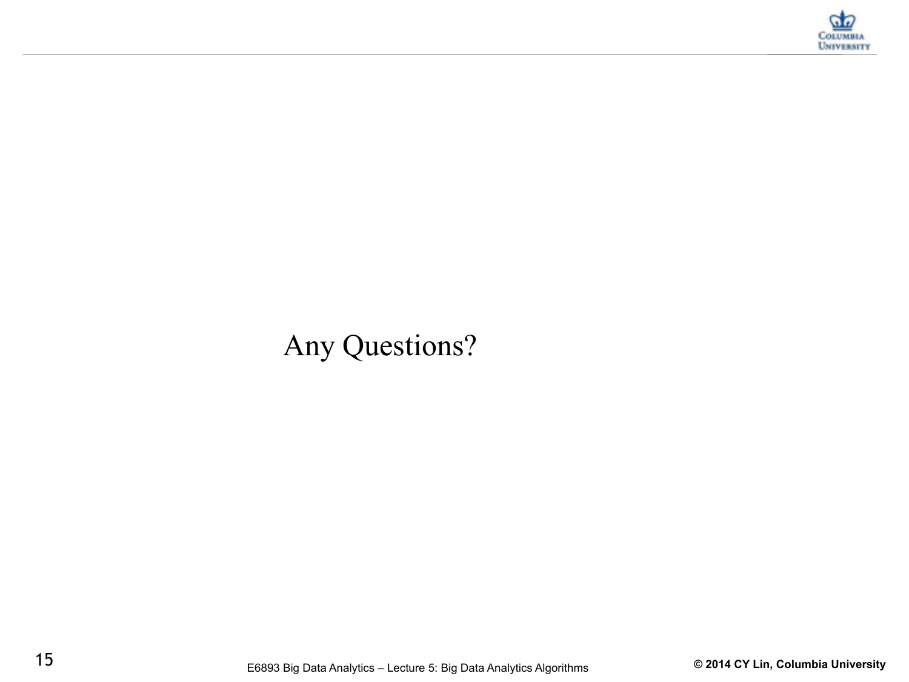Any Questions?